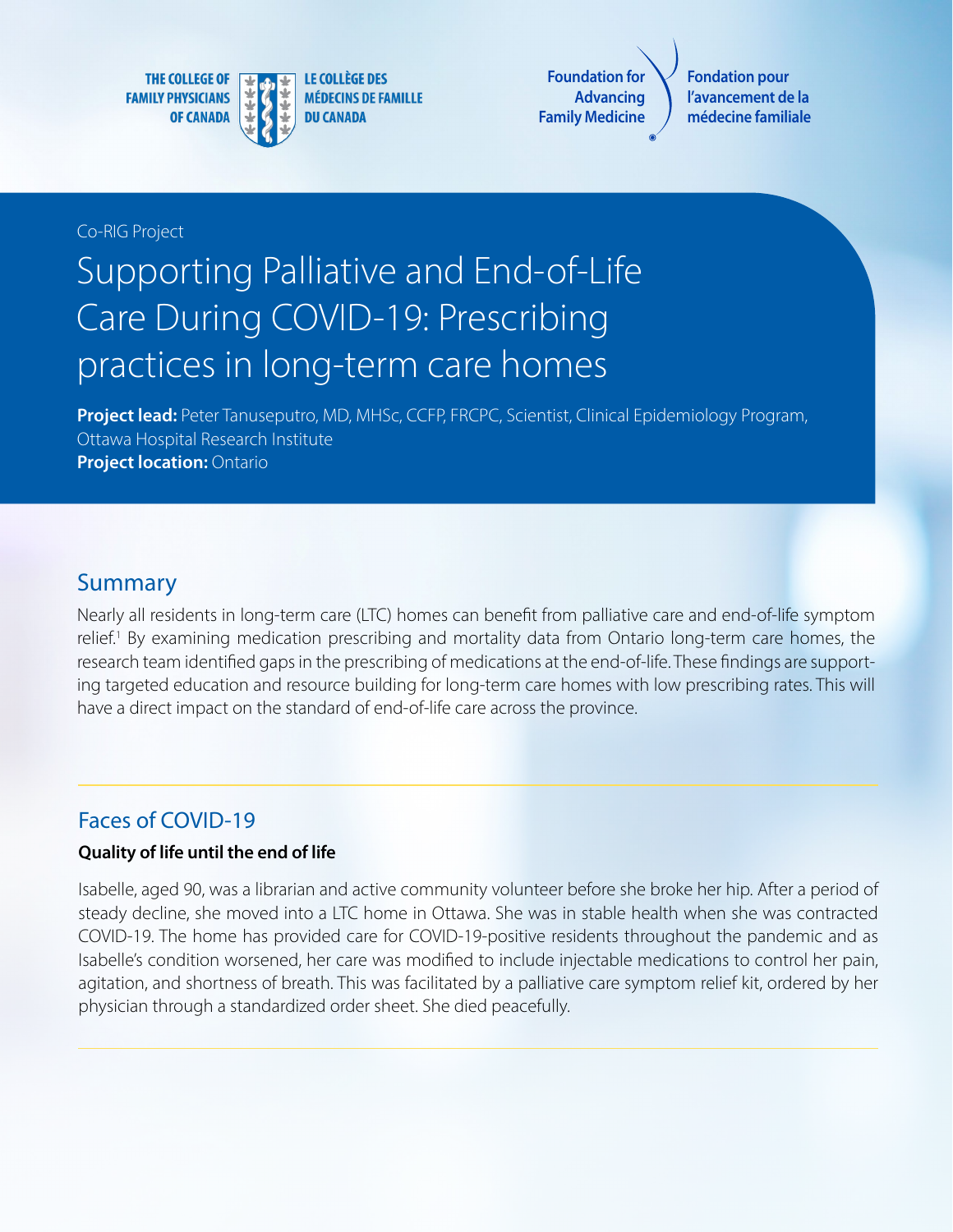THE COLLEGE OF FAMILY PHYSICIANS OF CANADA | LE COLLÈGE DES MÉDECINS DE FAMILLE DU CANADA

Foundation for Advancing Family Medicine | Fondation pour l'avancement de la médecine familiale

Co-RIG Project

# Supporting Palliative and End-of-Life Care During COVID-19: Prescribing practices in long-term care homes

**Project lead:** Peter Tanuseputro, MD, MHSc, CCFP, FRCPC, Scientist, Clinical Epidemiology Program, Ottawa Hospital Research Institute
**Project location:** Ontario

## Summary

Nearly all residents in long-term care (LTC) homes can benefit from palliative care and end-of-life symptom relief.[1] By examining medication prescribing and mortality data from Ontario long-term care homes, the research team identified gaps in the prescribing of medications at the end-of-life. These findings are supporting targeted education and resource building for long-term care homes with low prescribing rates. This will have a direct impact on the standard of end-of-life care across the province.

## Faces of COVID-19

**Quality of life until the end of life**

Isabelle, aged 90, was a librarian and active community volunteer before she broke her hip. After a period of steady decline, she moved into a LTC home in Ottawa. She was in stable health when she was contracted COVID-19. The home has provided care for COVID-19-positive residents throughout the pandemic and as Isabelle's condition worsened, her care was modified to include injectable medications to control her pain, agitation, and shortness of breath. This was facilitated by a palliative care symptom relief kit, ordered by her physician through a standardized order sheet. She died peacefully.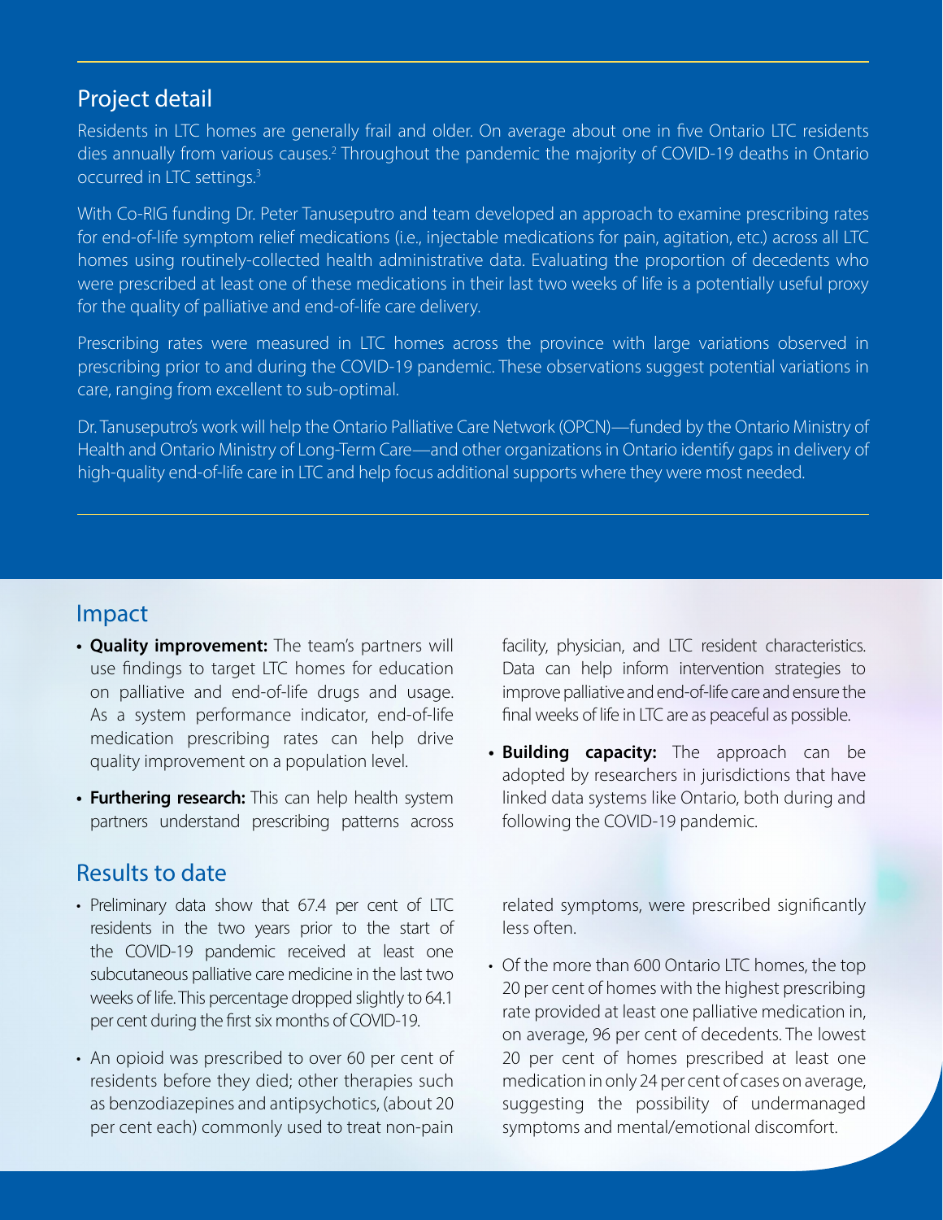## Project detail

Residents in LTC homes are generally frail and older. On average about one in five Ontario LTC residents dies annually from various causes.[2] Throughout the pandemic the majority of COVID-19 deaths in Ontario occurred in LTC settings.[3]

With Co-RIG funding Dr. Peter Tanuseputro and team developed an approach to examine prescribing rates for end-of-life symptom relief medications (i.e., injectable medications for pain, agitation, etc.) across all LTC homes using routinely-collected health administrative data. Evaluating the proportion of decedents who were prescribed at least one of these medications in their last two weeks of life is a potentially useful proxy for the quality of palliative and end-of-life care delivery.

Prescribing rates were measured in LTC homes across the province with large variations observed in prescribing prior to and during the COVID-19 pandemic. These observations suggest potential variations in care, ranging from excellent to sub-optimal.

Dr. Tanuseputro's work will help the Ontario Palliative Care Network (OPCN)—funded by the Ontario Ministry of Health and Ontario Ministry of Long-Term Care—and other organizations in Ontario identify gaps in delivery of high-quality end-of-life care in LTC and help focus additional supports where they were most needed.

## Impact

- **Quality improvement:** The team's partners will use findings to target LTC homes for education on palliative and end-of-life drugs and usage. As a system performance indicator, end-of-life medication prescribing rates can help drive quality improvement on a population level.
- **Furthering research:** This can help health system partners understand prescribing patterns across facility, physician, and LTC resident characteristics. Data can help inform intervention strategies to improve palliative and end-of-life care and ensure the final weeks of life in LTC are as peaceful as possible.
- **Building capacity:** The approach can be adopted by researchers in jurisdictions that have linked data systems like Ontario, both during and following the COVID-19 pandemic.

## Results to date

- Preliminary data show that 67.4 per cent of LTC residents in the two years prior to the start of the COVID-19 pandemic received at least one subcutaneous palliative care medicine in the last two weeks of life. This percentage dropped slightly to 64.1 per cent during the first six months of COVID-19.
- An opioid was prescribed to over 60 per cent of residents before they died; other therapies such as benzodiazepines and antipsychotics, (about 20 per cent each) commonly used to treat non-pain related symptoms, were prescribed significantly less often.
- Of the more than 600 Ontario LTC homes, the top 20 per cent of homes with the highest prescribing rate provided at least one palliative medication in, on average, 96 per cent of decedents. The lowest 20 per cent of homes prescribed at least one medication in only 24 per cent of cases on average, suggesting the possibility of undermanaged symptoms and mental/emotional discomfort.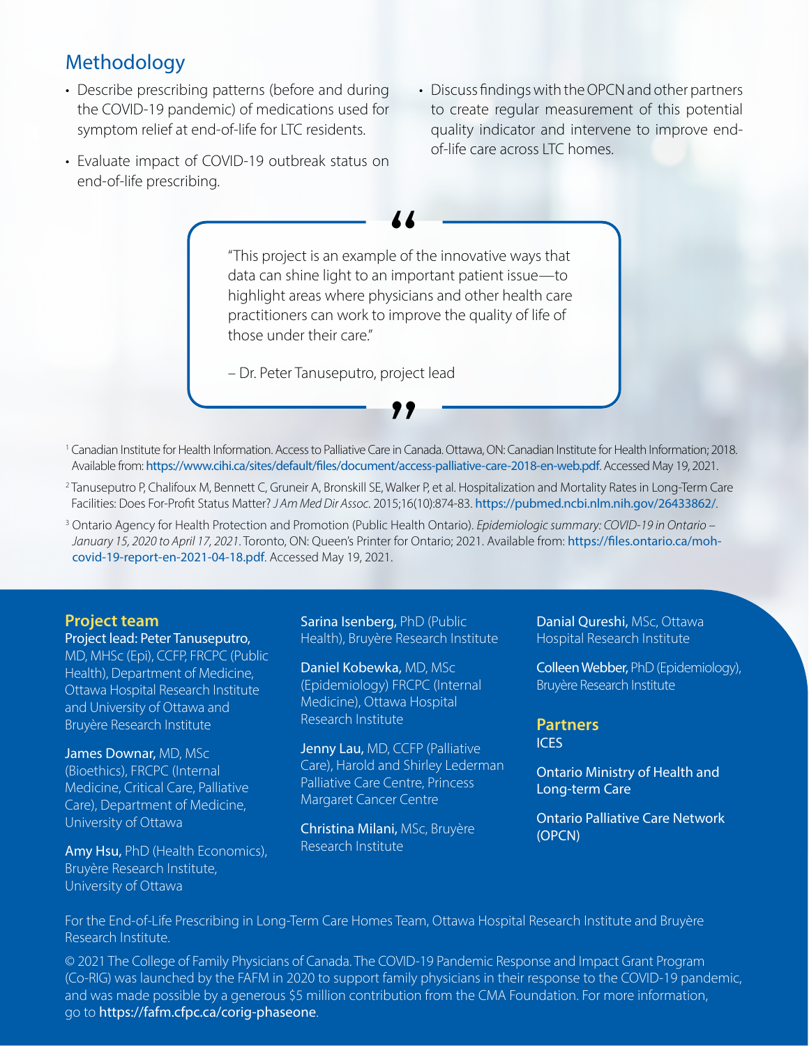## Methodology

- Describe prescribing patterns (before and during the COVID-19 pandemic) of medications used for symptom relief at end-of-life for LTC residents.
- Evaluate impact of COVID-19 outbreak status on end-of-life prescribing.
- Discuss findings with the OPCN and other partners to create regular measurement of this potential quality indicator and intervene to improve end-of-life care across LTC homes.

> "This project is an example of the innovative ways that data can shine light to an important patient issue—to highlight areas where physicians and other health care practitioners can work to improve the quality of life of those under their care."
>
> – Dr. Peter Tanuseputro, project lead

[1] Canadian Institute for Health Information. Access to Palliative Care in Canada. Ottawa, ON: Canadian Institute for Health Information; 2018. Available from: https://www.cihi.ca/sites/default/files/document/access-palliative-care-2018-en-web.pdf. Accessed May 19, 2021.

[2] Tanuseputro P, Chalifoux M, Bennett C, Gruneir A, Bronskill SE, Walker P, et al. Hospitalization and Mortality Rates in Long-Term Care Facilities: Does For-Profit Status Matter? *J Am Med Dir Assoc*. 2015;16(10):874-83. https://pubmed.ncbi.nlm.nih.gov/26433862/.

[3] Ontario Agency for Health Protection and Promotion (Public Health Ontario). *Epidemiologic summary: COVID-19 in Ontario – January 15, 2020 to April 17, 2021*. Toronto, ON: Queen's Printer for Ontario; 2021. Available from: https://files.ontario.ca/moh-covid-19-report-en-2021-04-18.pdf. Accessed May 19, 2021.

## Project team

**Project lead: Peter Tanuseputro,** MD, MHSc (Epi), CCFP, FRCPC (Public Health), Department of Medicine, Ottawa Hospital Research Institute and University of Ottawa and Bruyère Research Institute

**James Downar,** MD, MSc (Bioethics), FRCPC (Internal Medicine, Critical Care, Palliative Care), Department of Medicine, University of Ottawa

**Amy Hsu,** PhD (Health Economics), Bruyère Research Institute, University of Ottawa

**Sarina Isenberg,** PhD (Public Health), Bruyère Research Institute

**Daniel Kobewka,** MD, MSc (Epidemiology) FRCPC (Internal Medicine), Ottawa Hospital Research Institute

**Jenny Lau,** MD, CCFP (Palliative Care), Harold and Shirley Lederman Palliative Care Centre, Princess Margaret Cancer Centre

**Christina Milani,** MSc, Bruyère Research Institute

**Danial Qureshi,** MSc, Ottawa Hospital Research Institute

**Colleen Webber,** PhD (Epidemiology), Bruyère Research Institute

## Partners

ICES

Ontario Ministry of Health and Long-term Care

Ontario Palliative Care Network (OPCN)

For the End-of-Life Prescribing in Long-Term Care Homes Team, Ottawa Hospital Research Institute and Bruyère Research Institute.

© 2021 The College of Family Physicians of Canada. The COVID-19 Pandemic Response and Impact Grant Program (Co-RIG) was launched by the FAFM in 2020 to support family physicians in their response to the COVID-19 pandemic, and was made possible by a generous $5 million contribution from the CMA Foundation. For more information, go to https://fafm.cfpc.ca/corig-phaseone.